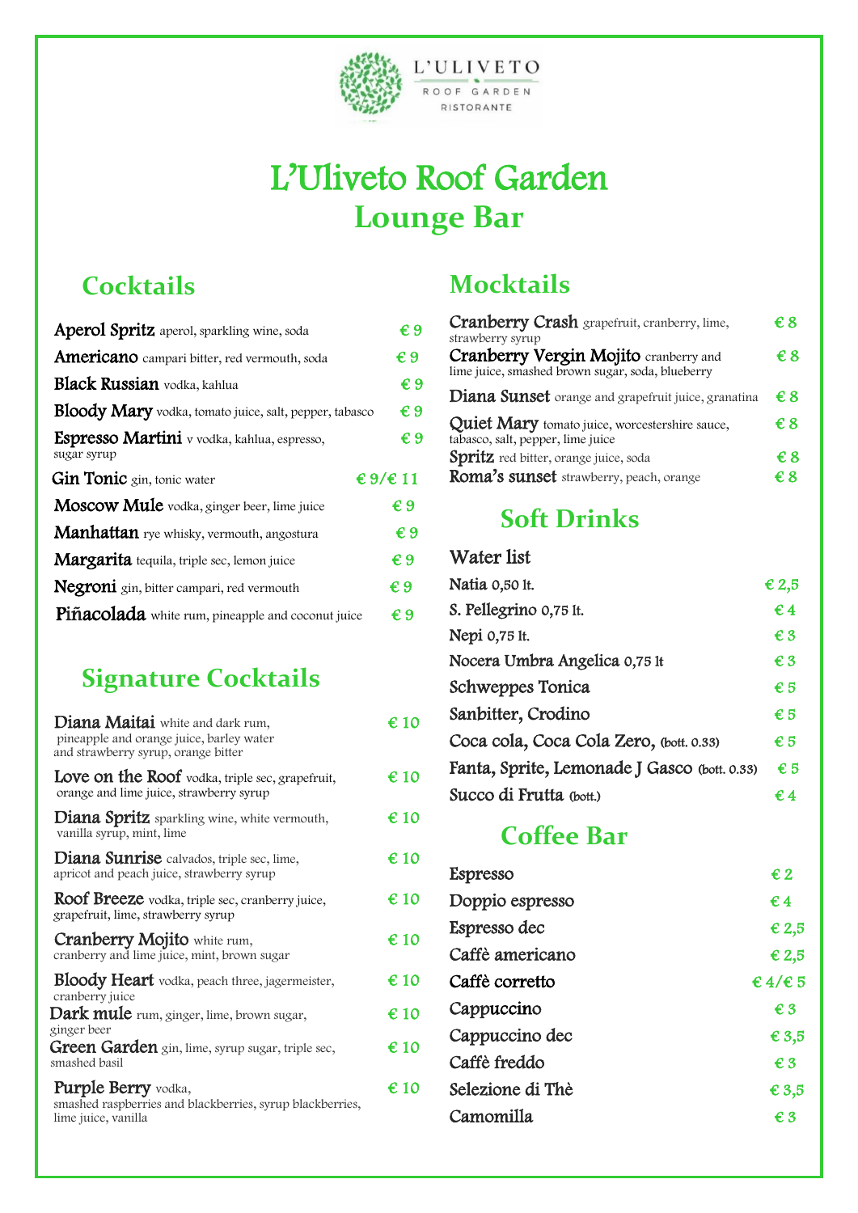L'ULIVETO
ROOF GARDEN
RISTORANTE

# L'Uliveto Roof Garden
## Lounge Bar

## Cocktails

| | |
|---|---|
| **Aperol Spritz** aperol, sparkling wine, soda | € 9 |
| **Americano** campari bitter, red vermouth, soda | € 9 |
| **Black Russian** vodka, kahlua | € 9 |
| **Bloody Mary** vodka, tomato juice, salt, pepper, tabasco | € 9 |
| **Espresso Martini** v vodka, kahlua, espresso, sugar syrup | € 9 |
| **Gin Tonic** gin, tonic water | € 9/€ 11 |
| **Moscow Mule** vodka, ginger beer, lime juice | € 9 |
| **Manhattan** rye whisky, vermouth, angostura | € 9 |
| **Margarita** tequila, triple sec, lemon juice | € 9 |
| **Negroni** gin, bitter campari, red vermouth | € 9 |
| **Piñacolada** white rum, pineapple and coconut juice | € 9 |

## Signature Cocktails

| | |
|---|---|
| **Diana Maitai** white and dark rum, pineapple and orange juice, barley water and strawberry syrup, orange bitter | € 10 |
| **Love on the Roof** vodka, triple sec, grapefruit, orange and lime juice, strawberry syrup | € 10 |
| **Diana Spritz** sparkling wine, white vermouth, vanilla syrup, mint, lime | € 10 |
| **Diana Sunrise** calvados, triple sec, lime, apricot and peach juice, strawberry syrup | € 10 |
| **Roof Breeze** vodka, triple sec, cranberry juice, grapefruit, lime, strawberry syrup | € 10 |
| **Cranberry Mojito** white rum, cranberry and lime juice, mint, brown sugar | € 10 |
| **Bloody Heart** vodka, peach three, jagermeister, cranberry juice | € 10 |
| **Dark mule** rum, ginger, lime, brown sugar, ginger beer | € 10 |
| **Green Garden** gin, lime, syrup sugar, triple sec, smashed basil | € 10 |
| **Purple Berry** vodka, smashed raspberries and blackberries, syrup blackberries, lime juice, vanilla | € 10 |

## Mocktails

| | |
|---|---|
| **Cranberry Crash** grapefruit, cranberry, lime, strawberry syrup | € 8 |
| **Cranberry Vergin Mojito** cranberry and lime juice, smashed brown sugar, soda, blueberry | € 8 |
| **Diana Sunset** orange and grapefruit juice, granatina | € 8 |
| **Quiet Mary** tomato juice, worcestershire sauce, tabasco, salt, pepper, lime juice | € 8 |
| **Spritz** red bitter, orange juice, soda | € 8 |
| **Roma's sunset** strawberry, peach, orange | € 8 |

## Soft Drinks

### Water list

| | |
|---|---|
| Natia 0,50 lt. | € 2,5 |
| S. Pellegrino 0,75 lt. | € 4 |
| Nepi 0,75 lt. | € 3 |
| Nocera Umbra Angelica 0,75 lt | € 3 |
| Schweppes Tonica | € 5 |
| Sanbitter, Crodino | € 5 |
| Coca cola, Coca Cola Zero, (bott. 0.33) | € 5 |
| Fanta, Sprite, Lemonade J Gasco (bott. 0.33) | € 5 |
| Succo di Frutta (bott.) | € 4 |

## Coffee Bar

| | |
|---|---|
| Espresso | € 2 |
| Doppio espresso | € 4 |
| Espresso dec | € 2,5 |
| Caffè americano | € 2,5 |
| Caffè corretto | € 4/€ 5 |
| Cappuccino | € 3 |
| Cappuccino dec | € 3,5 |
| Caffè freddo | € 3 |
| Selezione di Thè | € 3,5 |
| Camomilla | € 3 |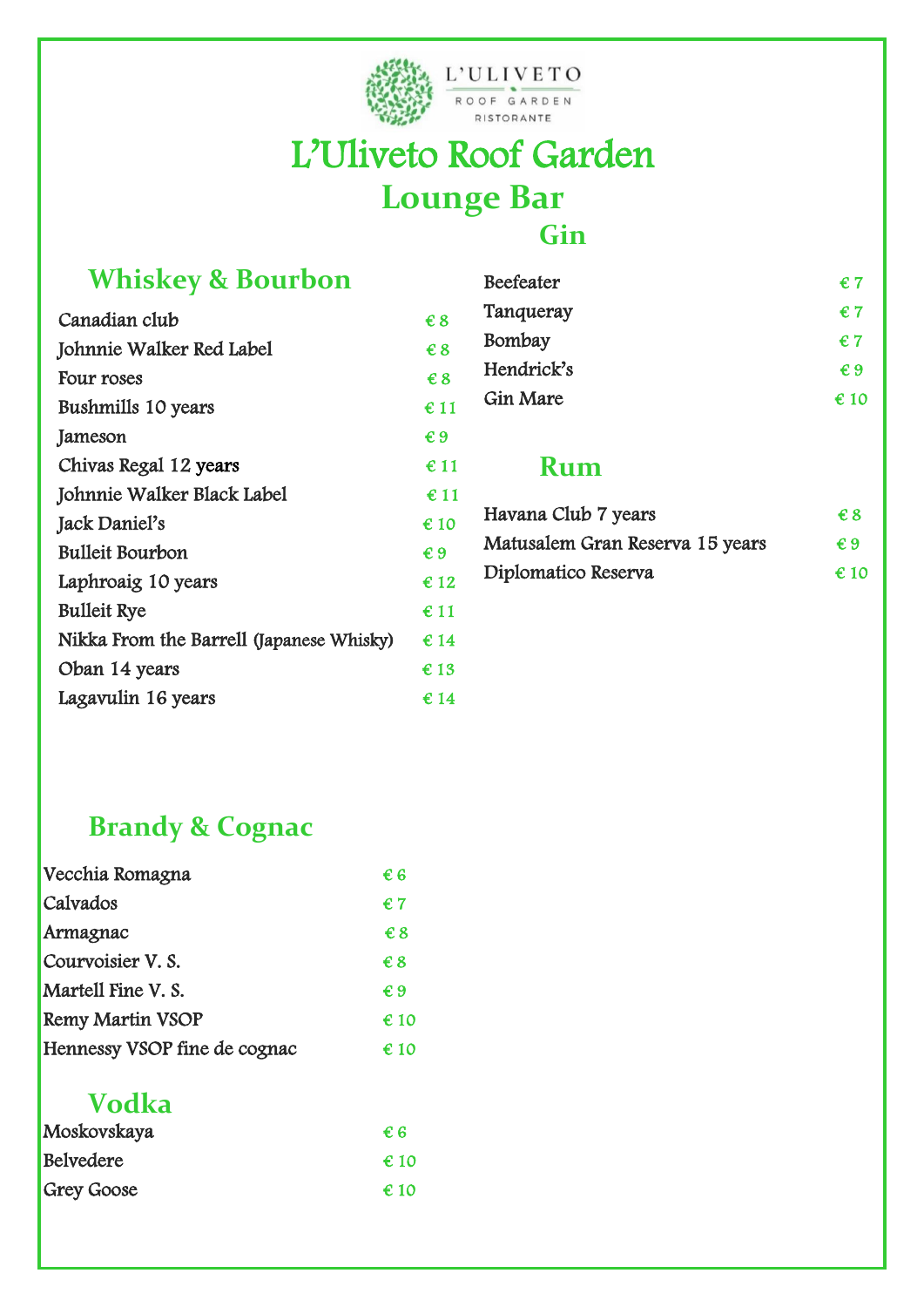L'ULIVETO
ROOF GARDEN
RISTORANTE

# L'Uliveto Roof Garden

## Lounge Bar

### Whiskey & Bourbon

| | |
|---|---|
| Canadian club | € 8 |
| Johnnie Walker Red Label | € 8 |
| Four roses | € 8 |
| Bushmills 10 years | € 11 |
| Jameson | € 9 |
| Chivas Regal 12 years | € 11 |
| Johnnie Walker Black Label | € 11 |
| Jack Daniel's | € 10 |
| Bulleit Bourbon | € 9 |
| Laphroaig 10 years | € 12 |
| Bulleit Rye | € 11 |
| Nikka From the Barrell (Japanese Whisky) | € 14 |
| Oban 14 years | € 13 |
| Lagavulin 16 years | € 14 |

### Brandy & Cognac

| | |
|---|---|
| Vecchia Romagna | € 6 |
| Calvados | € 7 |
| Armagnac | € 8 |
| Courvoisier V. S. | € 8 |
| Martell Fine V. S. | € 9 |
| Remy Martin VSOP | € 10 |
| Hennessy VSOP fine de cognac | € 10 |

### Vodka

| | |
|---|---|
| Moskovskaya | € 6 |
| Belvedere | € 10 |
| Grey Goose | € 10 |

### Gin

| | |
|---|---|
| Beefeater | € 7 |
| Tanqueray | € 7 |
| Bombay | € 7 |
| Hendrick's | € 9 |
| Gin Mare | € 10 |

### Rum

| | |
|---|---|
| Havana Club 7 years | € 8 |
| Matusalem Gran Reserva 15 years | € 9 |
| Diplomatico Reserva | € 10 |